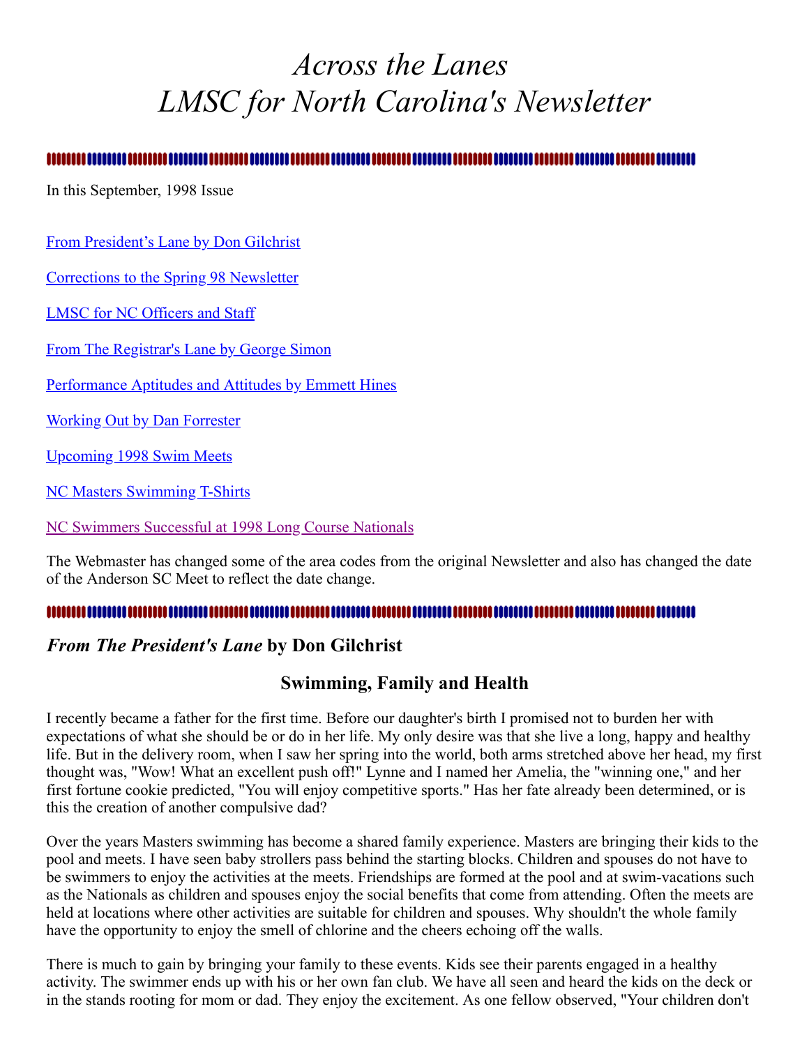# *Across the Lanes*
# *LMSC for North Carolina's Newsletter*

---

In this September, 1998 Issue

[From President's Lane by Don Gilchrist]

[Corrections to the Spring 98 Newsletter]

[LMSC for NC Officers and Staff]

[From The Registrar's Lane by George Simon]

[Performance Aptitudes and Attitudes by Emmett Hines]

[Working Out by Dan Forrester]

[Upcoming 1998 Swim Meets]

[NC Masters Swimming T-Shirts]

[NC Swimmers Successful at 1998 Long Course Nationals]

The Webmaster has changed some of the area codes from the original Newsletter and also has changed the date of the Anderson SC Meet to reflect the date change.

---

## *From The President's Lane* by Don Gilchrist

### Swimming, Family and Health

I recently became a father for the first time. Before our daughter's birth I promised not to burden her with expectations of what she should be or do in her life. My only desire was that she live a long, happy and healthy life. But in the delivery room, when I saw her spring into the world, both arms stretched above her head, my first thought was, "Wow! What an excellent push off!" Lynne and I named her Amelia, the "winning one," and her first fortune cookie predicted, "You will enjoy competitive sports." Has her fate already been determined, or is this the creation of another compulsive dad?

Over the years Masters swimming has become a shared family experience. Masters are bringing their kids to the pool and meets. I have seen baby strollers pass behind the starting blocks. Children and spouses do not have to be swimmers to enjoy the activities at the meets. Friendships are formed at the pool and at swim-vacations such as the Nationals as children and spouses enjoy the social benefits that come from attending. Often the meets are held at locations where other activities are suitable for children and spouses. Why shouldn't the whole family have the opportunity to enjoy the smell of chlorine and the cheers echoing off the walls.

There is much to gain by bringing your family to these events. Kids see their parents engaged in a healthy activity. The swimmer ends up with his or her own fan club. We have all seen and heard the kids on the deck or in the stands rooting for mom or dad. They enjoy the excitement. As one fellow observed, "Your children don't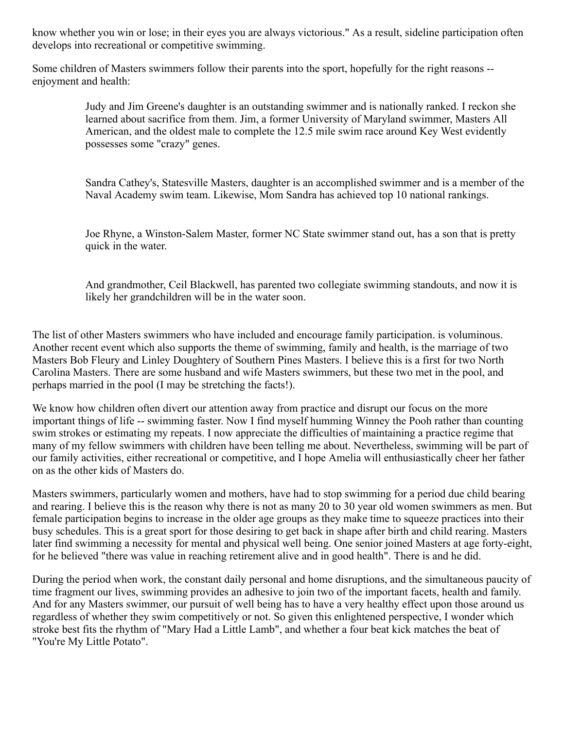know whether you win or lose; in their eyes you are always victorious." As a result, sideline participation often develops into recreational or competitive swimming.

Some children of Masters swimmers follow their parents into the sport, hopefully for the right reasons -- enjoyment and health:

> Judy and Jim Greene's daughter is an outstanding swimmer and is nationally ranked. I reckon she learned about sacrifice from them. Jim, a former University of Maryland swimmer, Masters All American, and the oldest male to complete the 12.5 mile swim race around Key West evidently possesses some "crazy" genes.
>
> Sandra Cathey's, Statesville Masters, daughter is an accomplished swimmer and is a member of the Naval Academy swim team. Likewise, Mom Sandra has achieved top 10 national rankings.
>
> Joe Rhyne, a Winston-Salem Master, former NC State swimmer stand out, has a son that is pretty quick in the water.
>
> And grandmother, Ceil Blackwell, has parented two collegiate swimming standouts, and now it is likely her grandchildren will be in the water soon.

The list of other Masters swimmers who have included and encourage family participation. is voluminous. Another recent event which also supports the theme of swimming, family and health, is the marriage of two Masters Bob Fleury and Linley Doughtery of Southern Pines Masters. I believe this is a first for two North Carolina Masters. There are some husband and wife Masters swimmers, but these two met in the pool, and perhaps married in the pool (I may be stretching the facts!).

We know how children often divert our attention away from practice and disrupt our focus on the more important things of life -- swimming faster. Now I find myself humming Winney the Pooh rather than counting swim strokes or estimating my repeats. I now appreciate the difficulties of maintaining a practice regime that many of my fellow swimmers with children have been telling me about. Nevertheless, swimming will be part of our family activities, either recreational or competitive, and I hope Amelia will enthusiastically cheer her father on as the other kids of Masters do.

Masters swimmers, particularly women and mothers, have had to stop swimming for a period due child bearing and rearing. I believe this is the reason why there is not as many 20 to 30 year old women swimmers as men. But female participation begins to increase in the older age groups as they make time to squeeze practices into their busy schedules. This is a great sport for those desiring to get back in shape after birth and child rearing. Masters later find swimming a necessity for mental and physical well being. One senior joined Masters at age forty-eight, for he believed "there was value in reaching retirement alive and in good health". There is and he did.

During the period when work, the constant daily personal and home disruptions, and the simultaneous paucity of time fragment our lives, swimming provides an adhesive to join two of the important facets, health and family. And for any Masters swimmer, our pursuit of well being has to have a very healthy effect upon those around us regardless of whether they swim competitively or not. So given this enlightened perspective, I wonder which stroke best fits the rhythm of "Mary Had a Little Lamb", and whether a four beat kick matches the beat of "You're My Little Potato".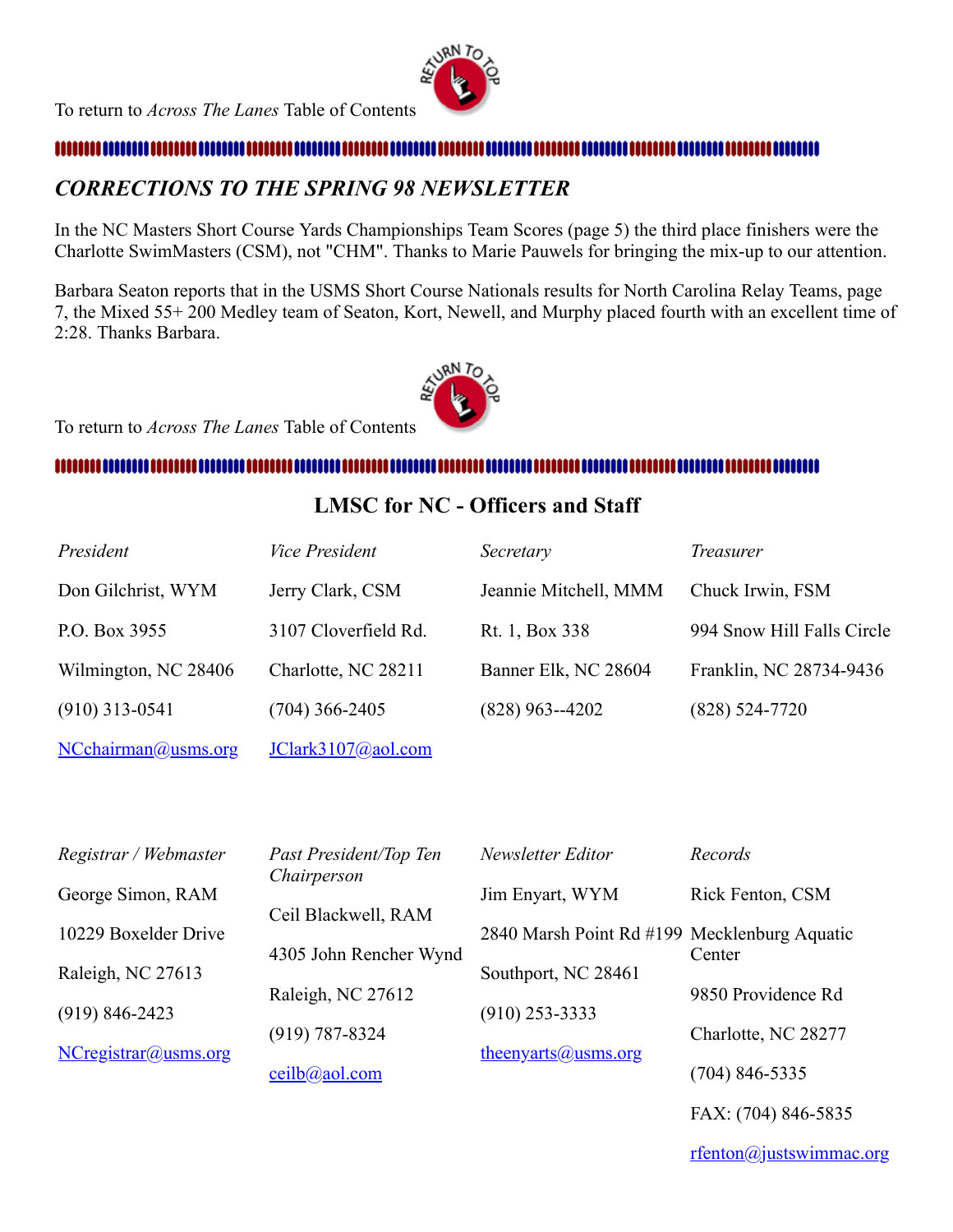To return to *Across The Lanes* Table of Contents

## *CORRECTIONS TO THE SPRING 98 NEWSLETTER*

In the NC Masters Short Course Yards Championships Team Scores (page 5) the third place finishers were the Charlotte SwimMasters (CSM), not "CHM". Thanks to Marie Pauwels for bringing the mix-up to our attention.

Barbara Seaton reports that in the USMS Short Course Nationals results for North Carolina Relay Teams, page 7, the Mixed 55+ 200 Medley team of Seaton, Kort, Newell, and Murphy placed fourth with an excellent time of 2:28. Thanks Barbara.

To return to *Across The Lanes* Table of Contents

## LMSC for NC - Officers and Staff

| *President* | *Vice President* | *Secretary* | *Treasurer* |
|---|---|---|---|
| Don Gilchrist, WYM | Jerry Clark, CSM | Jeannie Mitchell, MMM | Chuck Irwin, FSM |
| P.O. Box 3955 | 3107 Cloverfield Rd. | Rt. 1, Box 338 | 994 Snow Hill Falls Circle |
| Wilmington, NC 28406 | Charlotte, NC 28211 | Banner Elk, NC 28604 | Franklin, NC 28734-9436 |
| (910) 313-0541 | (704) 366-2405 | (828) 963--4202 | (828) 524-7720 |
| NCchairman@usms.org | JClark3107@aol.com | | |

| *Registrar / Webmaster* | *Past President/Top Ten Chairperson* | *Newsletter Editor* | *Records* |
|---|---|---|---|
| George Simon, RAM | Ceil Blackwell, RAM | Jim Enyart, WYM | Rick Fenton, CSM |
| 10229 Boxelder Drive | 4305 John Rencher Wynd | 2840 Marsh Point Rd #199 | Mecklenburg Aquatic Center |
| Raleigh, NC 27613 | Raleigh, NC 27612 | Southport, NC 28461 | 9850 Providence Rd |
| (919) 846-2423 | (919) 787-8324 | (910) 253-3333 | Charlotte, NC 28277 |
| NCregistrar@usms.org | ceilb@aol.com | theenyarts@usms.org | (704) 846-5335 |
| | | | FAX: (704) 846-5835 |
| | | | rfenton@justswimmac.org |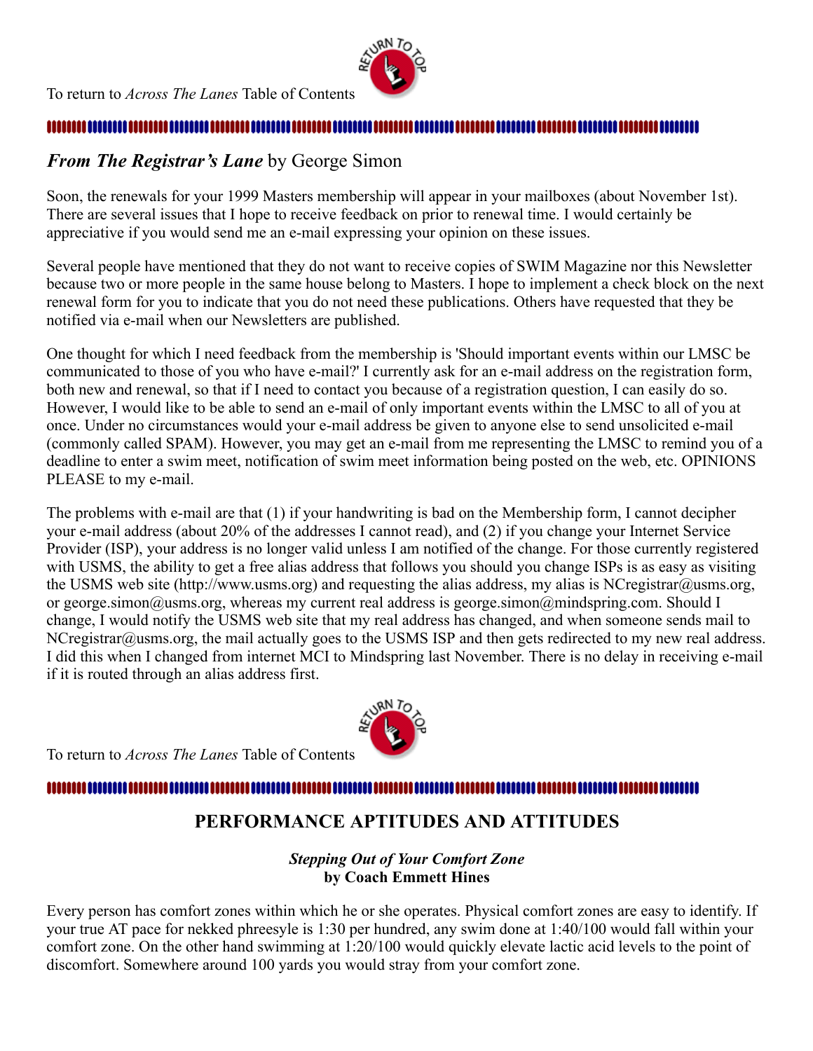To return to *Across The Lanes* Table of Contents

## *From The Registrar's Lane* by George Simon

Soon, the renewals for your 1999 Masters membership will appear in your mailboxes (about November 1st). There are several issues that I hope to receive feedback on prior to renewal time. I would certainly be appreciative if you would send me an e-mail expressing your opinion on these issues.

Several people have mentioned that they do not want to receive copies of SWIM Magazine nor this Newsletter because two or more people in the same house belong to Masters. I hope to implement a check block on the next renewal form for you to indicate that you do not need these publications. Others have requested that they be notified via e-mail when our Newsletters are published.

One thought for which I need feedback from the membership is 'Should important events within our LMSC be communicated to those of you who have e-mail?' I currently ask for an e-mail address on the registration form, both new and renewal, so that if I need to contact you because of a registration question, I can easily do so. However, I would like to be able to send an e-mail of only important events within the LMSC to all of you at once. Under no circumstances would your e-mail address be given to anyone else to send unsolicited e-mail (commonly called SPAM). However, you may get an e-mail from me representing the LMSC to remind you of a deadline to enter a swim meet, notification of swim meet information being posted on the web, etc. OPINIONS PLEASE to my e-mail.

The problems with e-mail are that (1) if your handwriting is bad on the Membership form, I cannot decipher your e-mail address (about 20% of the addresses I cannot read), and (2) if you change your Internet Service Provider (ISP), your address is no longer valid unless I am notified of the change. For those currently registered with USMS, the ability to get a free alias address that follows you should you change ISPs is as easy as visiting the USMS web site (http://www.usms.org) and requesting the alias address, my alias is NCregistrar@usms.org, or george.simon@usms.org, whereas my current real address is george.simon@mindspring.com. Should I change, I would notify the USMS web site that my real address has changed, and when someone sends mail to NCregistrar@usms.org, the mail actually goes to the USMS ISP and then gets redirected to my new real address. I did this when I changed from internet MCI to Mindspring last November. There is no delay in receiving e-mail if it is routed through an alias address first.

To return to *Across The Lanes* Table of Contents

## PERFORMANCE APTITUDES AND ATTITUDES

***Stepping Out of Your Comfort Zone***
**by Coach Emmett Hines**

Every person has comfort zones within which he or she operates. Physical comfort zones are easy to identify. If your true AT pace for nekked phreesyle is 1:30 per hundred, any swim done at 1:40/100 would fall within your comfort zone. On the other hand swimming at 1:20/100 would quickly elevate lactic acid levels to the point of discomfort. Somewhere around 100 yards you would stray from your comfort zone.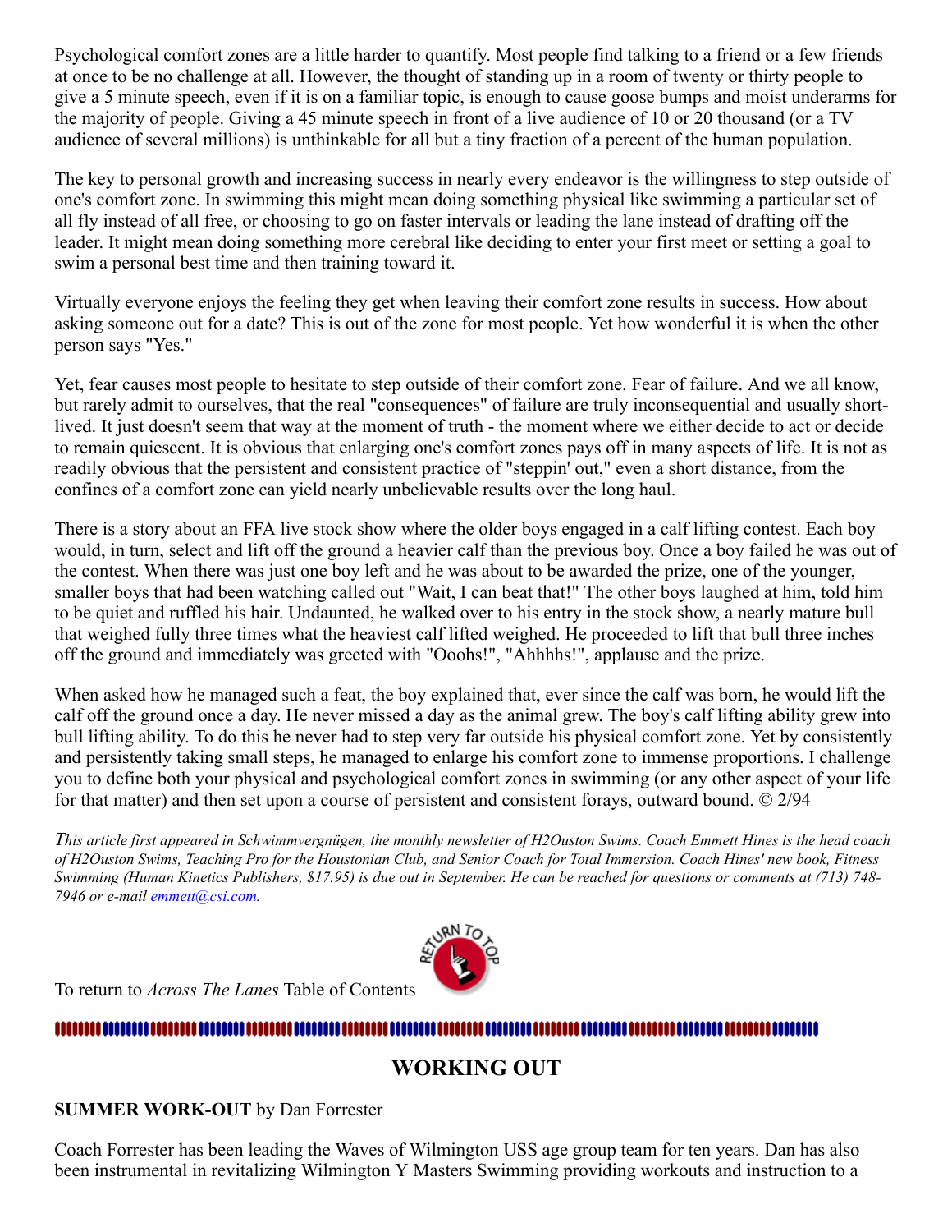Psychological comfort zones are a little harder to quantify. Most people find talking to a friend or a few friends at once to be no challenge at all. However, the thought of standing up in a room of twenty or thirty people to give a 5 minute speech, even if it is on a familiar topic, is enough to cause goose bumps and moist underarms for the majority of people. Giving a 45 minute speech in front of a live audience of 10 or 20 thousand (or a TV audience of several millions) is unthinkable for all but a tiny fraction of a percent of the human population.

The key to personal growth and increasing success in nearly every endeavor is the willingness to step outside of one's comfort zone. In swimming this might mean doing something physical like swimming a particular set of all fly instead of all free, or choosing to go on faster intervals or leading the lane instead of drafting off the leader. It might mean doing something more cerebral like deciding to enter your first meet or setting a goal to swim a personal best time and then training toward it.

Virtually everyone enjoys the feeling they get when leaving their comfort zone results in success. How about asking someone out for a date? This is out of the zone for most people. Yet how wonderful it is when the other person says "Yes."

Yet, fear causes most people to hesitate to step outside of their comfort zone. Fear of failure. And we all know, but rarely admit to ourselves, that the real "consequences" of failure are truly inconsequential and usually short-lived. It just doesn't seem that way at the moment of truth - the moment where we either decide to act or decide to remain quiescent. It is obvious that enlarging one's comfort zones pays off in many aspects of life. It is not as readily obvious that the persistent and consistent practice of "steppin' out," even a short distance, from the confines of a comfort zone can yield nearly unbelievable results over the long haul.

There is a story about an FFA live stock show where the older boys engaged in a calf lifting contest. Each boy would, in turn, select and lift off the ground a heavier calf than the previous boy. Once a boy failed he was out of the contest. When there was just one boy left and he was about to be awarded the prize, one of the younger, smaller boys that had been watching called out "Wait, I can beat that!" The other boys laughed at him, told him to be quiet and ruffled his hair. Undaunted, he walked over to his entry in the stock show, a nearly mature bull that weighed fully three times what the heaviest calf lifted weighed. He proceeded to lift that bull three inches off the ground and immediately was greeted with "Ooohs!", "Ahhhhs!", applause and the prize.

When asked how he managed such a feat, the boy explained that, ever since the calf was born, he would lift the calf off the ground once a day. He never missed a day as the animal grew. The boy's calf lifting ability grew into bull lifting ability. To do this he never had to step very far outside his physical comfort zone. Yet by consistently and persistently taking small steps, he managed to enlarge his comfort zone to immense proportions. I challenge you to define both your physical and psychological comfort zones in swimming (or any other aspect of your life for that matter) and then set upon a course of persistent and consistent forays, outward bound. © 2/94

*This article first appeared in Schwimmvergnügen, the monthly newsletter of H2Ouston Swims. Coach Emmett Hines is the head coach of H2Ouston Swims, Teaching Pro for the Houstonian Club, and Senior Coach for Total Immersion. Coach Hines' new book, Fitness Swimming (Human Kinetics Publishers, $17.95) is due out in September. He can be reached for questions or comments at (713) 748-7946 or e-mail emmett@csi.com.*

To return to *Across The Lanes* Table of Contents

## WORKING OUT

**SUMMER WORK-OUT** by Dan Forrester

Coach Forrester has been leading the Waves of Wilmington USS age group team for ten years. Dan has also been instrumental in revitalizing Wilmington Y Masters Swimming providing workouts and instruction to a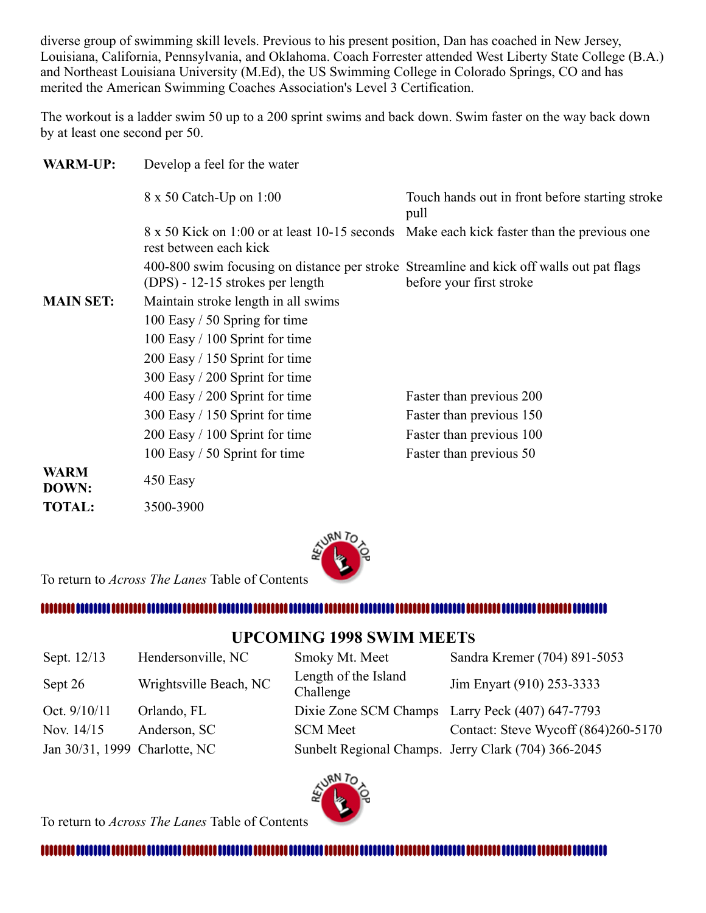diverse group of swimming skill levels. Previous to his present position, Dan has coached in New Jersey, Louisiana, California, Pennsylvania, and Oklahoma. Coach Forrester attended West Liberty State College (B.A.) and Northeast Louisiana University (M.Ed), the US Swimming College in Colorado Springs, CO and has merited the American Swimming Coaches Association's Level 3 Certification.

The workout is a ladder swim 50 up to a 200 sprint swims and back down. Swim faster on the way back down by at least one second per 50.

| | | |
|---|---|---|
| **WARM-UP:** | Develop a feel for the water | |
| | 8 x 50 Catch-Up on 1:00 | Touch hands out in front before starting stroke pull |
| | 8 x 50 Kick on 1:00 or at least 10-15 seconds rest between each kick | Make each kick faster than the previous one |
| | 400-800 swim focusing on distance per stroke (DPS) - 12-15 strokes per length | Streamline and kick off walls out pat flags before your first stroke |
| **MAIN SET:** | Maintain stroke length in all swims | |
| | 100 Easy / 50 Spring for time | |
| | 100 Easy / 100 Sprint for time | |
| | 200 Easy / 150 Sprint for time | |
| | 300 Easy / 200 Sprint for time | |
| | 400 Easy / 200 Sprint for time | Faster than previous 200 |
| | 300 Easy / 150 Sprint for time | Faster than previous 150 |
| | 200 Easy / 100 Sprint for time | Faster than previous 100 |
| | 100 Easy / 50 Sprint for time | Faster than previous 50 |
| **WARM DOWN:** | 450 Easy | |
| **TOTAL:** | 3500-3900 | |

To return to *Across The Lanes* Table of Contents

## UPCOMING 1998 SWIM MEETS

| | | | |
|---|---|---|---|
| Sept. 12/13 | Hendersonville, NC | Smoky Mt. Meet | Sandra Kremer (704) 891-5053 |
| Sept 26 | Wrightsville Beach, NC | Length of the Island Challenge | Jim Enyart (910) 253-3333 |
| Oct. 9/10/11 | Orlando, FL | Dixie Zone SCM Champs | Larry Peck (407) 647-7793 |
| Nov. 14/15 | Anderson, SC | SCM Meet | Contact: Steve Wycoff (864)260-5170 |
| Jan 30/31, 1999 | Charlotte, NC | Sunbelt Regional Champs. | Jerry Clark (704) 366-2045 |

To return to *Across The Lanes* Table of Contents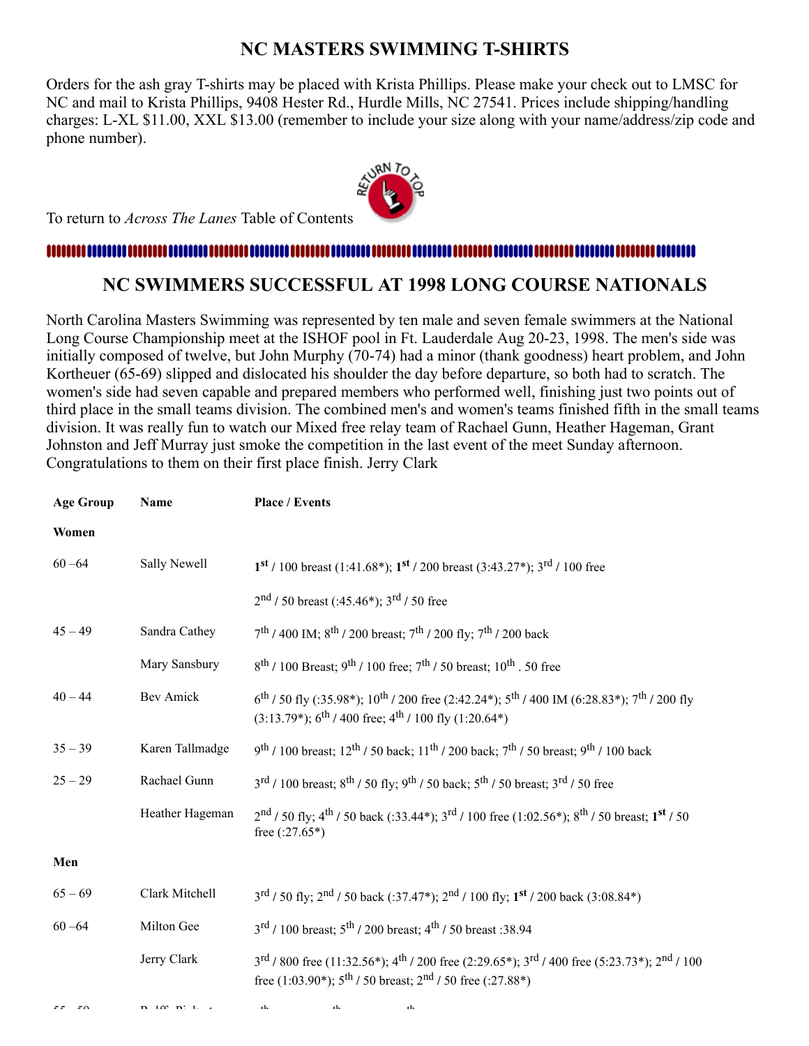## NC MASTERS SWIMMING T-SHIRTS

Orders for the ash gray T-shirts may be placed with Krista Phillips. Please make your check out to LMSC for NC and mail to Krista Phillips, 9408 Hester Rd., Hurdle Mills, NC 27541. Prices include shipping/handling charges: L-XL $11.00, XXL $13.00 (remember to include your size along with your name/address/zip code and phone number).

To return to *Across The Lanes* Table of Contents

## NC SWIMMERS SUCCESSFUL AT 1998 LONG COURSE NATIONALS

North Carolina Masters Swimming was represented by ten male and seven female swimmers at the National Long Course Championship meet at the ISHOF pool in Ft. Lauderdale Aug 20-23, 1998. The men's side was initially composed of twelve, but John Murphy (70-74) had a minor (thank goodness) heart problem, and John Kortheuer (65-69) slipped and dislocated his shoulder the day before departure, so both had to scratch. The women's side had seven capable and prepared members who performed well, finishing just two points out of third place in the small teams division. The combined men's and women's teams finished fifth in the small teams division. It was really fun to watch our Mixed free relay team of Rachael Gunn, Heather Hageman, Grant Johnston and Jeff Murray just smoke the competition in the last event of the meet Sunday afternoon. Congratulations to them on their first place finish. Jerry Clark

| Age Group | Name | Place / Events |
|---|---|---|
| **Women** | | |
| 60 –64 | Sally Newell | **1st** / 100 breast (1:41.68*); **1st** / 200 breast (3:43.27*); 3rd / 100 free |
| | | 2nd / 50 breast (:45.46*); 3rd / 50 free |
| 45 – 49 | Sandra Cathey | 7th / 400 IM; 8th / 200 breast; 7th / 200 fly; 7th / 200 back |
| | Mary Sansbury | 8th / 100 Breast; 9th / 100 free; 7th / 50 breast; 10th . 50 free |
| 40 – 44 | Bev Amick | 6th / 50 fly (:35.98*); 10th / 200 free (2:42.24*); 5th / 400 IM (6:28.83*); 7th / 200 fly (3:13.79*); 6th / 400 free; 4th / 100 fly (1:20.64*) |
| 35 – 39 | Karen Tallmadge | 9th / 100 breast; 12th / 50 back; 11th / 200 back; 7th / 50 breast; 9th / 100 back |
| 25 – 29 | Rachael Gunn | 3rd / 100 breast; 8th / 50 fly; 9th / 50 back; 5th / 50 breast; 3rd / 50 free |
| | Heather Hageman | 2nd / 50 fly; 4th / 50 back (:33.44*); 3rd / 100 free (1:02.56*); 8th / 50 breast; **1st** / 50 free (:27.65*) |
| **Men** | | |
| 65 – 69 | Clark Mitchell | 3rd / 50 fly; 2nd / 50 back (:37.47*); 2nd / 100 fly; **1st** / 200 back (3:08.84*) |
| 60 –64 | Milton Gee | 3rd / 100 breast; 5th / 200 breast; 4th / 50 breast :38.94 |
| | Jerry Clark | 3rd / 800 free (11:32.56*); 4th / 200 free (2:29.65*); 3rd / 400 free (5:23.73*); 2nd / 100 free (1:03.90*); 5th / 50 breast; 2nd / 50 free (:27.88*) |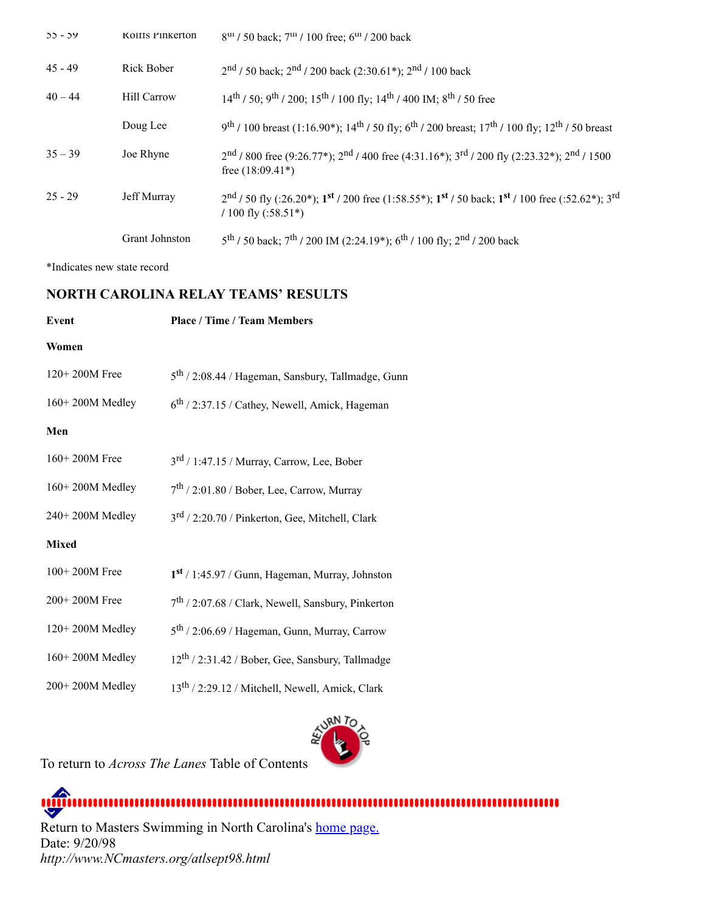| | | |
|---|---|---|
| 55 - 59 | Rollis Pinkerton | 8th / 50 back; 7th / 100 free; 6th / 200 back |
| 45 - 49 | Rick Bober | 2nd / 50 back; 2nd / 200 back (2:30.61*); 2nd / 100 back |
| 40 – 44 | Hill Carrow | 14th / 50; 9th / 200; 15th / 100 fly; 14th / 400 IM; 8th / 50 free |
| | Doug Lee | 9th / 100 breast (1:16.90*); 14th / 50 fly; 6th / 200 breast; 17th / 100 fly; 12th / 50 breast |
| 35 – 39 | Joe Rhyne | 2nd / 800 free (9:26.77*); 2nd / 400 free (4:31.16*); 3rd / 200 fly (2:23.32*); 2nd / 1500 free (18:09.41*) |
| 25 - 29 | Jeff Murray | 2nd / 50 fly (:26.20*); **1st** / 200 free (1:58.55*); **1st** / 50 back; **1st** / 100 free (:52.62*); 3rd / 100 fly (:58.51*) |
| | Grant Johnston | 5th / 50 back; 7th / 200 IM (2:24.19*); 6th / 100 fly; 2nd / 200 back |

*Indicates new state record

## NORTH CAROLINA RELAY TEAMS' RESULTS

| Event | Place / Time / Team Members |
|---|---|
| **Women** | |
| 120+ 200M Free | 5th / 2:08.44 / Hageman, Sansbury, Tallmadge, Gunn |
| 160+ 200M Medley | 6th / 2:37.15 / Cathey, Newell, Amick, Hageman |
| **Men** | |
| 160+ 200M Free | 3rd / 1:47.15 / Murray, Carrow, Lee, Bober |
| 160+ 200M Medley | 7th / 2:01.80 / Bober, Lee, Carrow, Murray |
| 240+ 200M Medley | 3rd / 2:20.70 / Pinkerton, Gee, Mitchell, Clark |
| **Mixed** | |
| 100+ 200M Free | **1st** / 1:45.97 / Gunn, Hageman, Murray, Johnston |
| 200+ 200M Free | 7th / 2:07.68 / Clark, Newell, Sansbury, Pinkerton |
| 120+ 200M Medley | 5th / 2:06.69 / Hageman, Gunn, Murray, Carrow |
| 160+ 200M Medley | 12th / 2:31.42 / Bober, Gee, Sansbury, Tallmadge |
| 200+ 200M Medley | 13th / 2:29.12 / Mitchell, Newell, Amick, Clark |

To return to *Across The Lanes* Table of Contents

Return to Masters Swimming in North Carolina's home page.
Date: 9/20/98
*http://www.NCmasters.org/atlsept98.html*